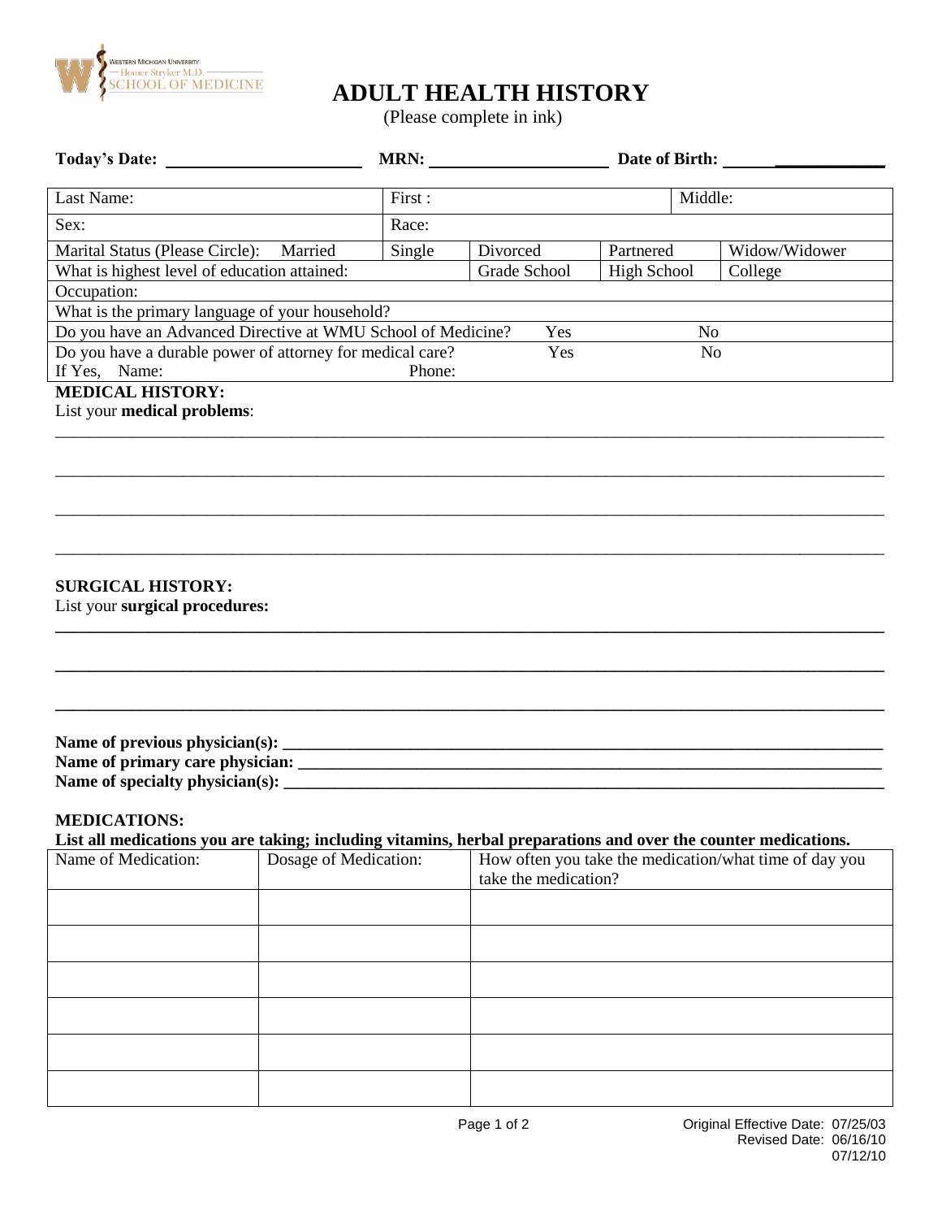WESTERN MICHIGAN UNIVERSITY
Homer Stryker M.D.
SCHOOL OF MEDICINE

# ADULT HEALTH HISTORY

(Please complete in ink)

**Today's Date:** ______________________ **MRN:** ____________________ **Date of Birth:** ____________________

| Last Name: | First : | | | Middle: | |
|---|---|---|---|---|---|
| Sex: | Race: | | | | |
| Marital Status (Please Circle): Married | Single | Divorced | Partnered | | Widow/Widower |
| What is highest level of education attained: | | Grade School | High School | | College |
| Occupation: | | | | | |
| What is the primary language of your household? | | | | | |
| Do you have an Advanced Directive at WMU School of Medicine? | | Yes | | No | |
| Do you have a durable power of attorney for medical care? | | Yes | | No | |
| If Yes, Name: | Phone: | | | | |

**MEDICAL HISTORY:**

List your **medical problems**:

_____________________________________________________________________________

_____________________________________________________________________________

_____________________________________________________________________________

_____________________________________________________________________________

**SURGICAL HISTORY:**

List your **surgical procedures:**

_____________________________________________________________________________

_____________________________________________________________________________

_____________________________________________________________________________

**Name of previous physician(s):** ____________________________________________

**Name of primary care physician:** ____________________________________________

**Name of specialty physician(s):** ____________________________________________

**MEDICATIONS:**

**List all medications you are taking; including vitamins, herbal preparations and over the counter medications.**

| Name of Medication: | Dosage of Medication: | How often you take the medication/what time of day you take the medication? |
|---|---|---|
| | | |
| | | |
| | | |
| | | |
| | | |
| | | |

Original Effective Date: 07/25/03
Revised Date: 06/16/10
07/12/10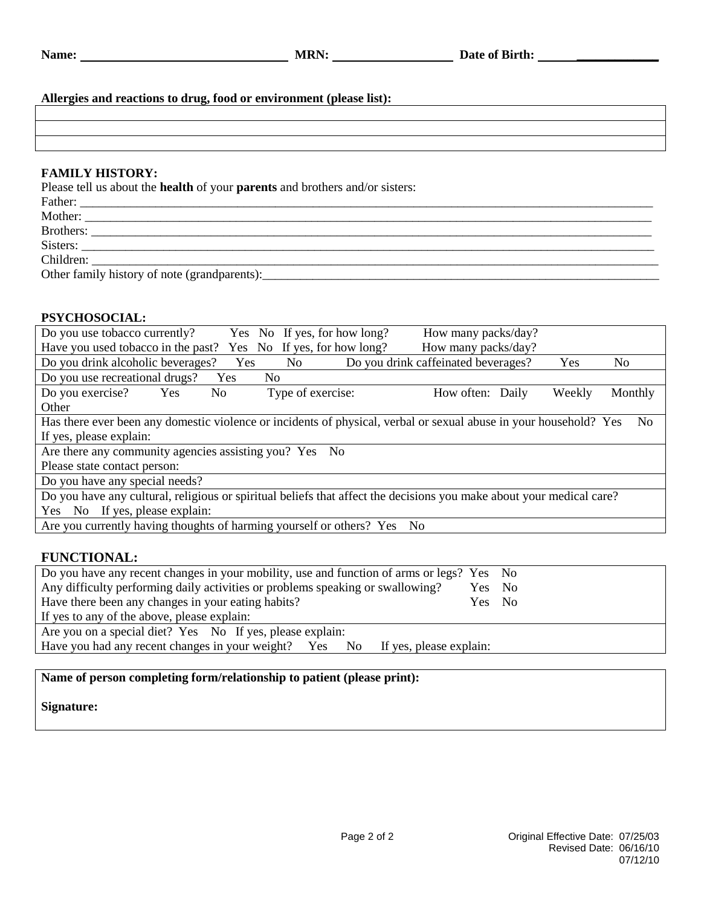**Name:** ________________________________ **MRN:** ____________________ **Date of Birth:** ____________________

**Allergies and reactions to drug, food or environment (please list):**

| |
|---|
| |
| |
| |

## FAMILY HISTORY:

Please tell us about the **health** of your **parents** and brothers and/or sisters:

Father: ____________________________________________________________________________________________

Mother: ____________________________________________________________________________________________

Brothers: ___________________________________________________________________________________________

Sisters: ____________________________________________________________________________________________

Children: ___________________________________________________________________________________________

Other family history of note (grandparents):_____________________________________________________________________

## PSYCHOSOCIAL:

| |
|---|
| Do you use tobacco currently? Yes No If yes, for how long? How many packs/day?<br>Have you used tobacco in the past? Yes No If yes, for how long? How many packs/day? |
| Do you drink alcoholic beverages? Yes No Do you drink caffeinated beverages? Yes No |
| Do you use recreational drugs? Yes No |
| Do you exercise? Yes No Type of exercise: How often: Daily Weekly Monthly Other |
| Has there ever been any domestic violence or incidents of physical, verbal or sexual abuse in your household? Yes No<br>If yes, please explain: |
| Are there any community agencies assisting you? Yes No<br>Please state contact person: |
| Do you have any special needs? |
| Do you have any cultural, religious or spiritual beliefs that affect the decisions you make about your medical care?<br>Yes No If yes, please explain: |
| Are you currently having thoughts of harming yourself or others? Yes No |

## FUNCTIONAL:

| |
|---|
| Do you have any recent changes in your mobility, use and function of arms or legs? Yes No<br>Any difficulty performing daily activities or problems speaking or swallowing? Yes No<br>Have there been any changes in your eating habits? Yes No<br>If yes to any of the above, please explain: |
| Are you on a special diet? Yes No If yes, please explain:<br>Have you had any recent changes in your weight? Yes No If yes, please explain: |

| |
|---|
| **Name of person completing form/relationship to patient (please print):**<br><br>**Signature:** |

Original Effective Date: 07/25/03
Revised Date: 06/16/10
07/12/10